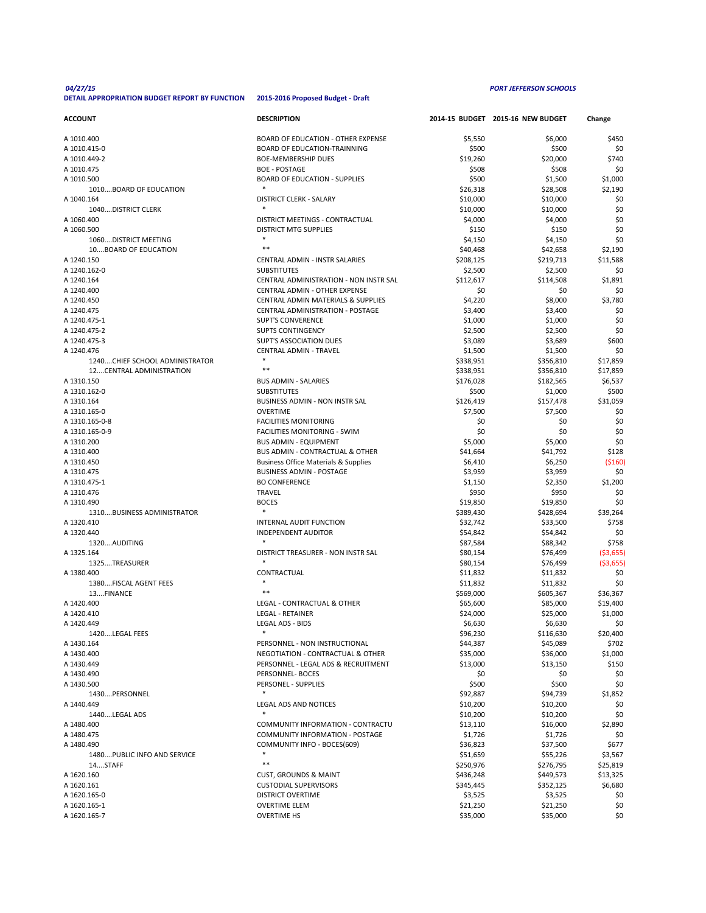*04/27/15* *PORT JEFFERSON SCHOOLS*

**DETAIL APPROPRIATION BUDGET REPORT BY FUNCTION** **2015-2016 Proposed Budget - Draft**

| ACCOUNT | DESCRIPTION | 2014-15 BUDGET | 2015-16 NEW BUDGET | Change |
|---|---|---|---|---|
| A 1010.400 | BOARD OF EDUCATION - OTHER EXPENSE | $5,550 | $6,000 | $450 |
| A 1010.415-0 | BOARD OF EDUCATION-TRAINNING | $500 | $500 | $0 |
| A 1010.449-2 | BOE-MEMBERSHIP DUES | $19,260 | $20,000 | $740 |
| A 1010.475 | BOE - POSTAGE | $508 | $508 | $0 |
| A 1010.500 | BOARD OF EDUCATION - SUPPLIES | $500 | $1,500 | $1,000 |
| 1010....BOARD OF EDUCATION | * | $26,318 | $28,508 | $2,190 |
| A 1040.164 | DISTRICT CLERK - SALARY | $10,000 | $10,000 | $0 |
| 1040....DISTRICT CLERK | * | $10,000 | $10,000 | $0 |
| A 1060.400 | DISTRICT MEETINGS - CONTRACTUAL | $4,000 | $4,000 | $0 |
| A 1060.500 | DISTRICT MTG SUPPLIES | $150 | $150 | $0 |
| 1060....DISTRICT MEETING | * | $4,150 | $4,150 | $0 |
| 10....BOARD OF EDUCATION | ** | $40,468 | $42,658 | $2,190 |
| A 1240.150 | CENTRAL ADMIN - INSTR SALARIES | $208,125 | $219,713 | $11,588 |
| A 1240.162-0 | SUBSTITUTES | $2,500 | $2,500 | $0 |
| A 1240.164 | CENTRAL ADMINISTRATION - NON INSTR SAL | $112,617 | $114,508 | $1,891 |
| A 1240.400 | CENTRAL ADMIN - OTHER EXPENSE | $0 | $0 | $0 |
| A 1240.450 | CENTRAL ADMIN MATERIALS & SUPPLIES | $4,220 | $8,000 | $3,780 |
| A 1240.475 | CENTRAL ADMINISTRATION - POSTAGE | $3,400 | $3,400 | $0 |
| A 1240.475-1 | SUPT'S CONVERENCE | $1,000 | $1,000 | $0 |
| A 1240.475-2 | SUPTS CONTINGENCY | $2,500 | $2,500 | $0 |
| A 1240.475-3 | SUPT'S ASSOCIATION DUES | $3,089 | $3,689 | $600 |
| A 1240.476 | CENTRAL ADMIN - TRAVEL | $1,500 | $1,500 | $0 |
| 1240....CHIEF SCHOOL ADMINISTRATOR | * | $338,951 | $356,810 | $17,859 |
| 12....CENTRAL ADMINISTRATION | ** | $338,951 | $356,810 | $17,859 |
| A 1310.150 | BUS ADMIN - SALARIES | $176,028 | $182,565 | $6,537 |
| A 1310.162-0 | SUBSTITUTES | $500 | $1,000 | $500 |
| A 1310.164 | BUSINESS ADMIN - NON INSTR SAL | $126,419 | $157,478 | $31,059 |
| A 1310.165-0 | OVERTIME | $7,500 | $7,500 | $0 |
| A 1310.165-0-8 | FACILITIES MONITORING | $0 | $0 | $0 |
| A 1310.165-0-9 | FACILITIES MONITORING - SWIM | $0 | $0 | $0 |
| A 1310.200 | BUS ADMIN - EQUIPMENT | $5,000 | $5,000 | $0 |
| A 1310.400 | BUS ADMIN - CONTRACTUAL & OTHER | $41,664 | $41,792 | $128 |
| A 1310.450 | Business Office Materials & Supplies | $6,410 | $6,250 | ($160) |
| A 1310.475 | BUSINESS ADMIN - POSTAGE | $3,959 | $3,959 | $0 |
| A 1310.475-1 | BO CONFERENCE | $1,150 | $2,350 | $1,200 |
| A 1310.476 | TRAVEL | $950 | $950 | $0 |
| A 1310.490 | BOCES | $19,850 | $19,850 | $0 |
| 1310....BUSINESS ADMINISTRATOR | * | $389,430 | $428,694 | $39,264 |
| A 1320.410 | INTERNAL AUDIT FUNCTION | $32,742 | $33,500 | $758 |
| A 1320.440 | INDEPENDENT AUDITOR | $54,842 | $54,842 | $0 |
| 1320....AUDITING | * | $87,584 | $88,342 | $758 |
| A 1325.164 | DISTRICT TREASURER - NON INSTR SAL | $80,154 | $76,499 | ($3,655) |
| 1325....TREASURER | * | $80,154 | $76,499 | ($3,655) |
| A 1380.400 | CONTRACTUAL | $11,832 | $11,832 | $0 |
| 1380....FISCAL AGENT FEES | * | $11,832 | $11,832 | $0 |
| 13....FINANCE | ** | $569,000 | $605,367 | $36,367 |
| A 1420.400 | LEGAL - CONTRACTUAL & OTHER | $65,600 | $85,000 | $19,400 |
| A 1420.410 | LEGAL - RETAINER | $24,000 | $25,000 | $1,000 |
| A 1420.449 | LEGAL ADS - BIDS | $6,630 | $6,630 | $0 |
| 1420....LEGAL FEES | * | $96,230 | $116,630 | $20,400 |
| A 1430.164 | PERSONNEL - NON INSTRUCTIONAL | $44,387 | $45,089 | $702 |
| A 1430.400 | NEGOTIATION - CONTRACTUAL & OTHER | $35,000 | $36,000 | $1,000 |
| A 1430.449 | PERSONNEL - LEGAL ADS & RECRUITMENT | $13,000 | $13,150 | $150 |
| A 1430.490 | PERSONNEL- BOCES | $0 | $0 | $0 |
| A 1430.500 | PERSONEL - SUPPLIES | $500 | $500 | $0 |
| 1430....PERSONNEL | * | $92,887 | $94,739 | $1,852 |
| A 1440.449 | LEGAL ADS AND NOTICES | $10,200 | $10,200 | $0 |
| 1440....LEGAL ADS | * | $10,200 | $10,200 | $0 |
| A 1480.400 | COMMUNITY INFORMATION - CONTRACTU | $13,110 | $16,000 | $2,890 |
| A 1480.475 | COMMUNITY INFORMATION - POSTAGE | $1,726 | $1,726 | $0 |
| A 1480.490 | COMMUNITY INFO - BOCES(609) | $36,823 | $37,500 | $677 |
| 1480....PUBLIC INFO AND SERVICE | * | $51,659 | $55,226 | $3,567 |
| 14....STAFF | ** | $250,976 | $276,795 | $25,819 |
| A 1620.160 | CUST, GROUNDS & MAINT | $436,248 | $449,573 | $13,325 |
| A 1620.161 | CUSTODIAL SUPERVISORS | $345,445 | $352,125 | $6,680 |
| A 1620.165-0 | DISTRICT OVERTIME | $3,525 | $3,525 | $0 |
| A 1620.165-1 | OVERTIME ELEM | $21,250 | $21,250 | $0 |
| A 1620.165-7 | OVERTIME HS | $35,000 | $35,000 | $0 |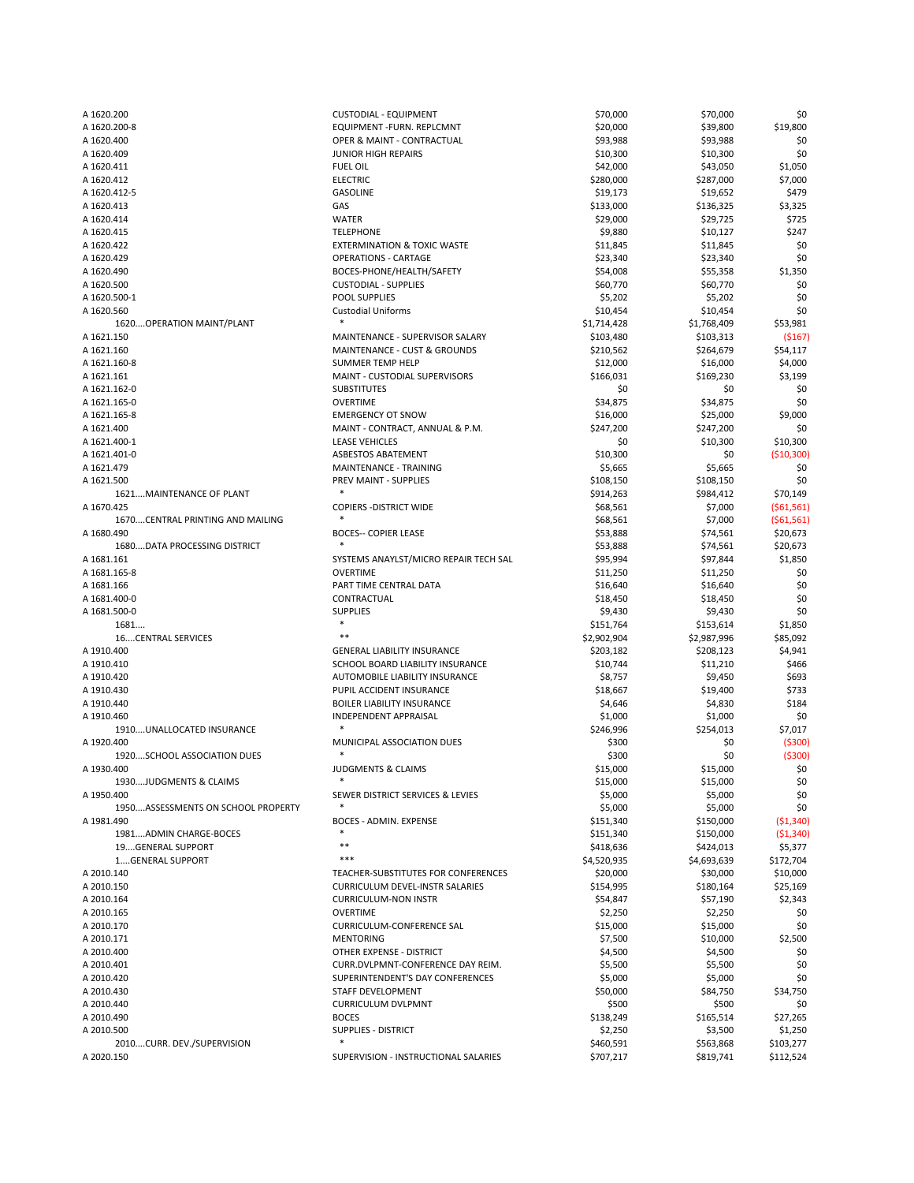| | | | | |
|---|---|---|---|---|
| A 1620.200 | CUSTODIAL - EQUIPMENT | $70,000 | $70,000 | $0 |
| A 1620.200-8 | EQUIPMENT -FURN. REPLCMNT | $20,000 | $39,800 | $19,800 |
| A 1620.400 | OPER & MAINT - CONTRACTUAL | $93,988 | $93,988 | $0 |
| A 1620.409 | JUNIOR HIGH REPAIRS | $10,300 | $10,300 | $0 |
| A 1620.411 | FUEL OIL | $42,000 | $43,050 | $1,050 |
| A 1620.412 | ELECTRIC | $280,000 | $287,000 | $7,000 |
| A 1620.412-5 | GASOLINE | $19,173 | $19,652 | $479 |
| A 1620.413 | GAS | $133,000 | $136,325 | $3,325 |
| A 1620.414 | WATER | $29,000 | $29,725 | $725 |
| A 1620.415 | TELEPHONE | $9,880 | $10,127 | $247 |
| A 1620.422 | EXTERMINATION & TOXIC WASTE | $11,845 | $11,845 | $0 |
| A 1620.429 | OPERATIONS - CARTAGE | $23,340 | $23,340 | $0 |
| A 1620.490 | BOCES-PHONE/HEALTH/SAFETY | $54,008 | $55,358 | $1,350 |
| A 1620.500 | CUSTODIAL - SUPPLIES | $60,770 | $60,770 | $0 |
| A 1620.500-1 | POOL SUPPLIES | $5,202 | $5,202 | $0 |
| A 1620.560 | Custodial Uniforms | $10,454 | $10,454 | $0 |
| 1620....OPERATION MAINT/PLANT | * | $1,714,428 | $1,768,409 | $53,981 |
| A 1621.150 | MAINTENANCE - SUPERVISOR SALARY | $103,480 | $103,313 | ($167) |
| A 1621.160 | MAINTENANCE - CUST & GROUNDS | $210,562 | $264,679 | $54,117 |
| A 1621.160-8 | SUMMER TEMP HELP | $12,000 | $16,000 | $4,000 |
| A 1621.161 | MAINT - CUSTODIAL SUPERVISORS | $166,031 | $169,230 | $3,199 |
| A 1621.162-0 | SUBSTITUTES | $0 | $0 | $0 |
| A 1621.165-0 | OVERTIME | $34,875 | $34,875 | $0 |
| A 1621.165-8 | EMERGENCY OT SNOW | $16,000 | $25,000 | $9,000 |
| A 1621.400 | MAINT - CONTRACT, ANNUAL & P.M. | $247,200 | $247,200 | $0 |
| A 1621.400-1 | LEASE VEHICLES | $0 | $10,300 | $10,300 |
| A 1621.401-0 | ASBESTOS ABATEMENT | $10,300 | $0 | ($10,300) |
| A 1621.479 | MAINTENANCE - TRAINING | $5,665 | $5,665 | $0 |
| A 1621.500 | PREV MAINT - SUPPLIES | $108,150 | $108,150 | $0 |
| 1621....MAINTENANCE OF PLANT | * | $914,263 | $984,412 | $70,149 |
| A 1670.425 | COPIERS -DISTRICT WIDE | $68,561 | $7,000 | ($61,561) |
| 1670....CENTRAL PRINTING AND MAILING | * | $68,561 | $7,000 | ($61,561) |
| A 1680.490 | BOCES-- COPIER LEASE | $53,888 | $74,561 | $20,673 |
| 1680....DATA PROCESSING DISTRICT | * | $53,888 | $74,561 | $20,673 |
| A 1681.161 | SYSTEMS ANAYLST/MICRO REPAIR TECH SAL | $95,994 | $97,844 | $1,850 |
| A 1681.165-8 | OVERTIME | $11,250 | $11,250 | $0 |
| A 1681.166 | PART TIME CENTRAL DATA | $16,640 | $16,640 | $0 |
| A 1681.400-0 | CONTRACTUAL | $18,450 | $18,450 | $0 |
| A 1681.500-0 | SUPPLIES | $9,430 | $9,430 | $0 |
| 1681.... | * | $151,764 | $153,614 | $1,850 |
| 16....CENTRAL SERVICES | ** | $2,902,904 | $2,987,996 | $85,092 |
| A 1910.400 | GENERAL LIABILITY INSURANCE | $203,182 | $208,123 | $4,941 |
| A 1910.410 | SCHOOL BOARD LIABILITY INSURANCE | $10,744 | $11,210 | $466 |
| A 1910.420 | AUTOMOBILE LIABILITY INSURANCE | $8,757 | $9,450 | $693 |
| A 1910.430 | PUPIL ACCIDENT INSURANCE | $18,667 | $19,400 | $733 |
| A 1910.440 | BOILER LIABILITY INSURANCE | $4,646 | $4,830 | $184 |
| A 1910.460 | INDEPENDENT APPRAISAL | $1,000 | $1,000 | $0 |
| 1910....UNALLOCATED INSURANCE | * | $246,996 | $254,013 | $7,017 |
| A 1920.400 | MUNICIPAL ASSOCIATION DUES | $300 | $0 | ($300) |
| 1920....SCHOOL ASSOCIATION DUES | * | $300 | $0 | ($300) |
| A 1930.400 | JUDGMENTS & CLAIMS | $15,000 | $15,000 | $0 |
| 1930....JUDGMENTS & CLAIMS | * | $15,000 | $15,000 | $0 |
| A 1950.400 | SEWER DISTRICT SERVICES & LEVIES | $5,000 | $5,000 | $0 |
| 1950....ASSESSMENTS ON SCHOOL PROPERTY | * | $5,000 | $5,000 | $0 |
| A 1981.490 | BOCES - ADMIN. EXPENSE | $151,340 | $150,000 | ($1,340) |
| 1981....ADMIN CHARGE-BOCES | * | $151,340 | $150,000 | ($1,340) |
| 19....GENERAL SUPPORT | ** | $418,636 | $424,013 | $5,377 |
| 1....GENERAL SUPPORT | *** | $4,520,935 | $4,693,639 | $172,704 |
| A 2010.140 | TEACHER-SUBSTITUTES FOR CONFERENCES | $20,000 | $30,000 | $10,000 |
| A 2010.150 | CURRICULUM DEVEL-INSTR SALARIES | $154,995 | $180,164 | $25,169 |
| A 2010.164 | CURRICULUM-NON INSTR | $54,847 | $57,190 | $2,343 |
| A 2010.165 | OVERTIME | $2,250 | $2,250 | $0 |
| A 2010.170 | CURRICULUM-CONFERENCE SAL | $15,000 | $15,000 | $0 |
| A 2010.171 | MENTORING | $7,500 | $10,000 | $2,500 |
| A 2010.400 | OTHER EXPENSE - DISTRICT | $4,500 | $4,500 | $0 |
| A 2010.401 | CURR.DVLPMNT-CONFERENCE DAY REIM. | $5,500 | $5,500 | $0 |
| A 2010.420 | SUPERINTENDENT'S DAY CONFERENCES | $5,000 | $5,000 | $0 |
| A 2010.430 | STAFF DEVELOPMENT | $50,000 | $84,750 | $34,750 |
| A 2010.440 | CURRICULUM DVLPMNT | $500 | $500 | $0 |
| A 2010.490 | BOCES | $138,249 | $165,514 | $27,265 |
| A 2010.500 | SUPPLIES - DISTRICT | $2,250 | $3,500 | $1,250 |
| 2010....CURR. DEV./SUPERVISION | * | $460,591 | $563,868 | $103,277 |
| A 2020.150 | SUPERVISION - INSTRUCTIONAL SALARIES | $707,217 | $819,741 | $112,524 |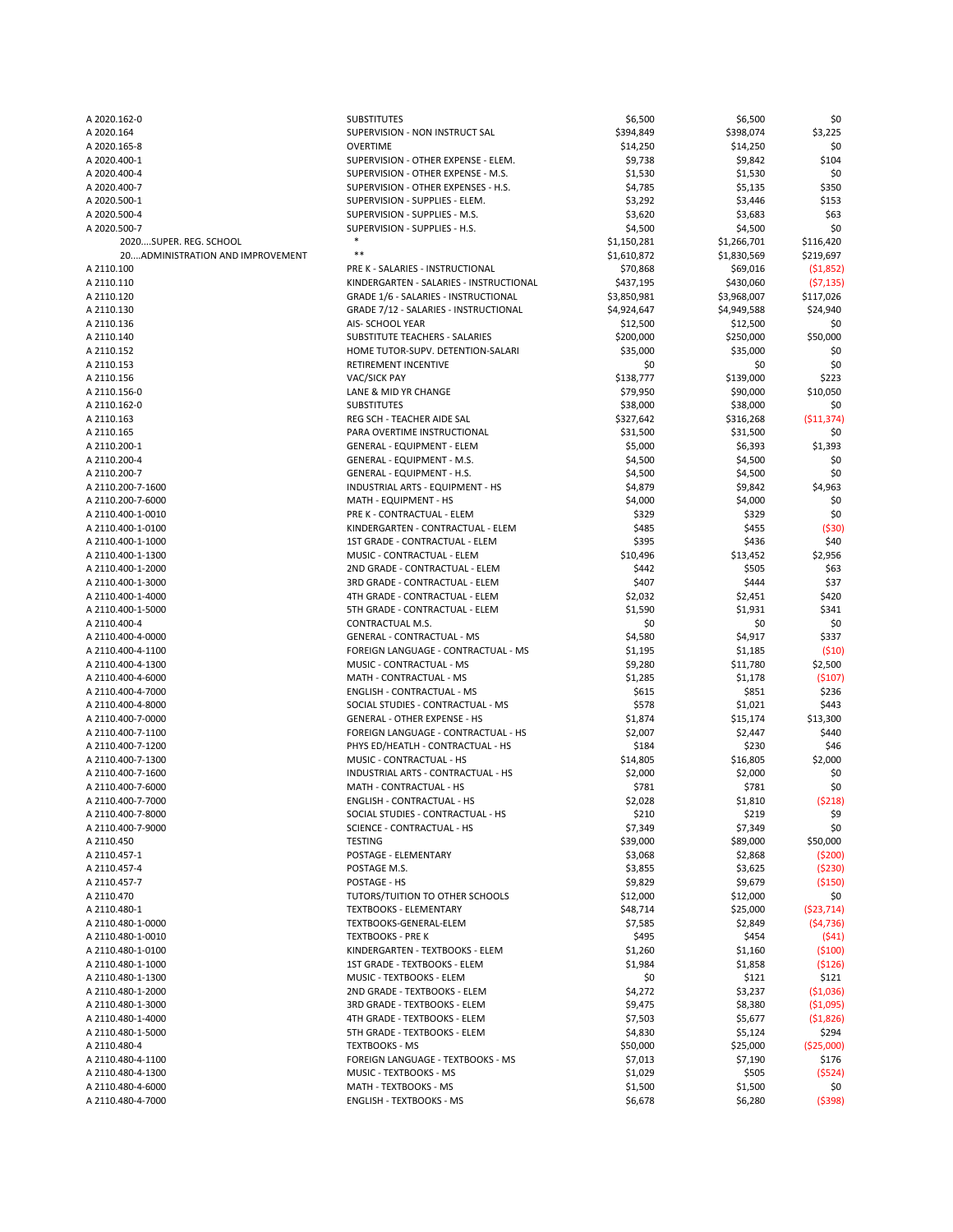| | | | | |
|---|---|---|---|---|
| A 2020.162-0 | SUBSTITUTES | $6,500 | $6,500 | $0 |
| A 2020.164 | SUPERVISION - NON INSTRUCT SAL | $394,849 | $398,074 | $3,225 |
| A 2020.165-8 | OVERTIME | $14,250 | $14,250 | $0 |
| A 2020.400-1 | SUPERVISION - OTHER EXPENSE - ELEM. | $9,738 | $9,842 | $104 |
| A 2020.400-4 | SUPERVISION - OTHER EXPENSE - M.S. | $1,530 | $1,530 | $0 |
| A 2020.400-7 | SUPERVISION - OTHER EXPENSES - H.S. | $4,785 | $5,135 | $350 |
| A 2020.500-1 | SUPERVISION - SUPPLIES - ELEM. | $3,292 | $3,446 | $153 |
| A 2020.500-4 | SUPERVISION - SUPPLIES - M.S. | $3,620 | $3,683 | $63 |
| A 2020.500-7 | SUPERVISION - SUPPLIES - H.S. | $4,500 | $4,500 | $0 |
| 2020....SUPER. REG. SCHOOL | * | $1,150,281 | $1,266,701 | $116,420 |
| 20....ADMINISTRATION AND IMPROVEMENT | ** | $1,610,872 | $1,830,569 | $219,697 |
| A 2110.100 | PRE K - SALARIES - INSTRUCTIONAL | $70,868 | $69,016 | ($1,852) |
| A 2110.110 | KINDERGARTEN - SALARIES - INSTRUCTIONAL | $437,195 | $430,060 | ($7,135) |
| A 2110.120 | GRADE 1/6 - SALARIES - INSTRUCTIONAL | $3,850,981 | $3,968,007 | $117,026 |
| A 2110.130 | GRADE 7/12 - SALARIES - INSTRUCTIONAL | $4,924,647 | $4,949,588 | $24,940 |
| A 2110.136 | AIS- SCHOOL YEAR | $12,500 | $12,500 | $0 |
| A 2110.140 | SUBSTITUTE TEACHERS - SALARIES | $200,000 | $250,000 | $50,000 |
| A 2110.152 | HOME TUTOR-SUPV. DETENTION-SALARI | $35,000 | $35,000 | $0 |
| A 2110.153 | RETIREMENT INCENTIVE | $0 | $0 | $0 |
| A 2110.156 | VAC/SICK PAY | $138,777 | $139,000 | $223 |
| A 2110.156-0 | LANE & MID YR CHANGE | $79,950 | $90,000 | $10,050 |
| A 2110.162-0 | SUBSTITUTES | $38,000 | $38,000 | $0 |
| A 2110.163 | REG SCH - TEACHER AIDE SAL | $327,642 | $316,268 | ($11,374) |
| A 2110.165 | PARA OVERTIME INSTRUCTIONAL | $31,500 | $31,500 | $0 |
| A 2110.200-1 | GENERAL - EQUIPMENT - ELEM | $5,000 | $6,393 | $1,393 |
| A 2110.200-4 | GENERAL - EQUIPMENT - M.S. | $4,500 | $4,500 | $0 |
| A 2110.200-7 | GENERAL - EQUIPMENT - H.S. | $4,500 | $4,500 | $0 |
| A 2110.200-7-1600 | INDUSTRIAL ARTS - EQUIPMENT - HS | $4,879 | $9,842 | $4,963 |
| A 2110.200-7-6000 | MATH - EQUIPMENT - HS | $4,000 | $4,000 | $0 |
| A 2110.400-1-0010 | PRE K - CONTRACTUAL - ELEM | $329 | $329 | $0 |
| A 2110.400-1-0100 | KINDERGARTEN - CONTRACTUAL - ELEM | $485 | $455 | ($30) |
| A 2110.400-1-1000 | 1ST GRADE - CONTRACTUAL - ELEM | $395 | $436 | $40 |
| A 2110.400-1-1300 | MUSIC - CONTRACTUAL - ELEM | $10,496 | $13,452 | $2,956 |
| A 2110.400-1-2000 | 2ND GRADE - CONTRACTUAL - ELEM | $442 | $505 | $63 |
| A 2110.400-1-3000 | 3RD GRADE - CONTRACTUAL - ELEM | $407 | $444 | $37 |
| A 2110.400-1-4000 | 4TH GRADE - CONTRACTUAL - ELEM | $2,032 | $2,451 | $420 |
| A 2110.400-1-5000 | 5TH GRADE - CONTRACTUAL - ELEM | $1,590 | $1,931 | $341 |
| A 2110.400-4 | CONTRACTUAL M.S. | $0 | $0 | $0 |
| A 2110.400-4-0000 | GENERAL - CONTRACTUAL - MS | $4,580 | $4,917 | $337 |
| A 2110.400-4-1100 | FOREIGN LANGUAGE - CONTRACTUAL - MS | $1,195 | $1,185 | ($10) |
| A 2110.400-4-1300 | MUSIC - CONTRACTUAL - MS | $9,280 | $11,780 | $2,500 |
| A 2110.400-4-6000 | MATH - CONTRACTUAL - MS | $1,285 | $1,178 | ($107) |
| A 2110.400-4-7000 | ENGLISH - CONTRACTUAL - MS | $615 | $851 | $236 |
| A 2110.400-4-8000 | SOCIAL STUDIES - CONTRACTUAL - MS | $578 | $1,021 | $443 |
| A 2110.400-7-0000 | GENERAL - OTHER EXPENSE - HS | $1,874 | $15,174 | $13,300 |
| A 2110.400-7-1100 | FOREIGN LANGUAGE - CONTRACTUAL - HS | $2,007 | $2,447 | $440 |
| A 2110.400-7-1200 | PHYS ED/HEATLH - CONTRACTUAL - HS | $184 | $230 | $46 |
| A 2110.400-7-1300 | MUSIC - CONTRACTUAL - HS | $14,805 | $16,805 | $2,000 |
| A 2110.400-7-1600 | INDUSTRIAL ARTS - CONTRACTUAL - HS | $2,000 | $2,000 | $0 |
| A 2110.400-7-6000 | MATH - CONTRACTUAL - HS | $781 | $781 | $0 |
| A 2110.400-7-7000 | ENGLISH - CONTRACTUAL - HS | $2,028 | $1,810 | ($218) |
| A 2110.400-7-8000 | SOCIAL STUDIES - CONTRACTUAL - HS | $210 | $219 | $9 |
| A 2110.400-7-9000 | SCIENCE - CONTRACTUAL - HS | $7,349 | $7,349 | $0 |
| A 2110.450 | TESTING | $39,000 | $89,000 | $50,000 |
| A 2110.457-1 | POSTAGE - ELEMENTARY | $3,068 | $2,868 | ($200) |
| A 2110.457-4 | POSTAGE M.S. | $3,855 | $3,625 | ($230) |
| A 2110.457-7 | POSTAGE - HS | $9,829 | $9,679 | ($150) |
| A 2110.470 | TUTORS/TUITION TO OTHER SCHOOLS | $12,000 | $12,000 | $0 |
| A 2110.480-1 | TEXTBOOKS - ELEMENTARY | $48,714 | $25,000 | ($23,714) |
| A 2110.480-1-0000 | TEXTBOOKS-GENERAL-ELEM | $7,585 | $2,849 | ($4,736) |
| A 2110.480-1-0010 | TEXTBOOKS - PRE K | $495 | $454 | ($41) |
| A 2110.480-1-0100 | KINDERGARTEN - TEXTBOOKS - ELEM | $1,260 | $1,160 | ($100) |
| A 2110.480-1-1000 | 1ST GRADE - TEXTBOOKS - ELEM | $1,984 | $1,858 | ($126) |
| A 2110.480-1-1300 | MUSIC - TEXTBOOKS - ELEM | $0 | $121 | $121 |
| A 2110.480-1-2000 | 2ND GRADE - TEXTBOOKS - ELEM | $4,272 | $3,237 | ($1,036) |
| A 2110.480-1-3000 | 3RD GRADE - TEXTBOOKS - ELEM | $9,475 | $8,380 | ($1,095) |
| A 2110.480-1-4000 | 4TH GRADE - TEXTBOOKS - ELEM | $7,503 | $5,677 | ($1,826) |
| A 2110.480-1-5000 | 5TH GRADE - TEXTBOOKS - ELEM | $4,830 | $5,124 | $294 |
| A 2110.480-4 | TEXTBOOKS - MS | $50,000 | $25,000 | ($25,000) |
| A 2110.480-4-1100 | FOREIGN LANGUAGE - TEXTBOOKS - MS | $7,013 | $7,190 | $176 |
| A 2110.480-4-1300 | MUSIC - TEXTBOOKS - MS | $1,029 | $505 | ($524) |
| A 2110.480-4-6000 | MATH - TEXTBOOKS - MS | $1,500 | $1,500 | $0 |
| A 2110.480-4-7000 | ENGLISH - TEXTBOOKS - MS | $6,678 | $6,280 | ($398) |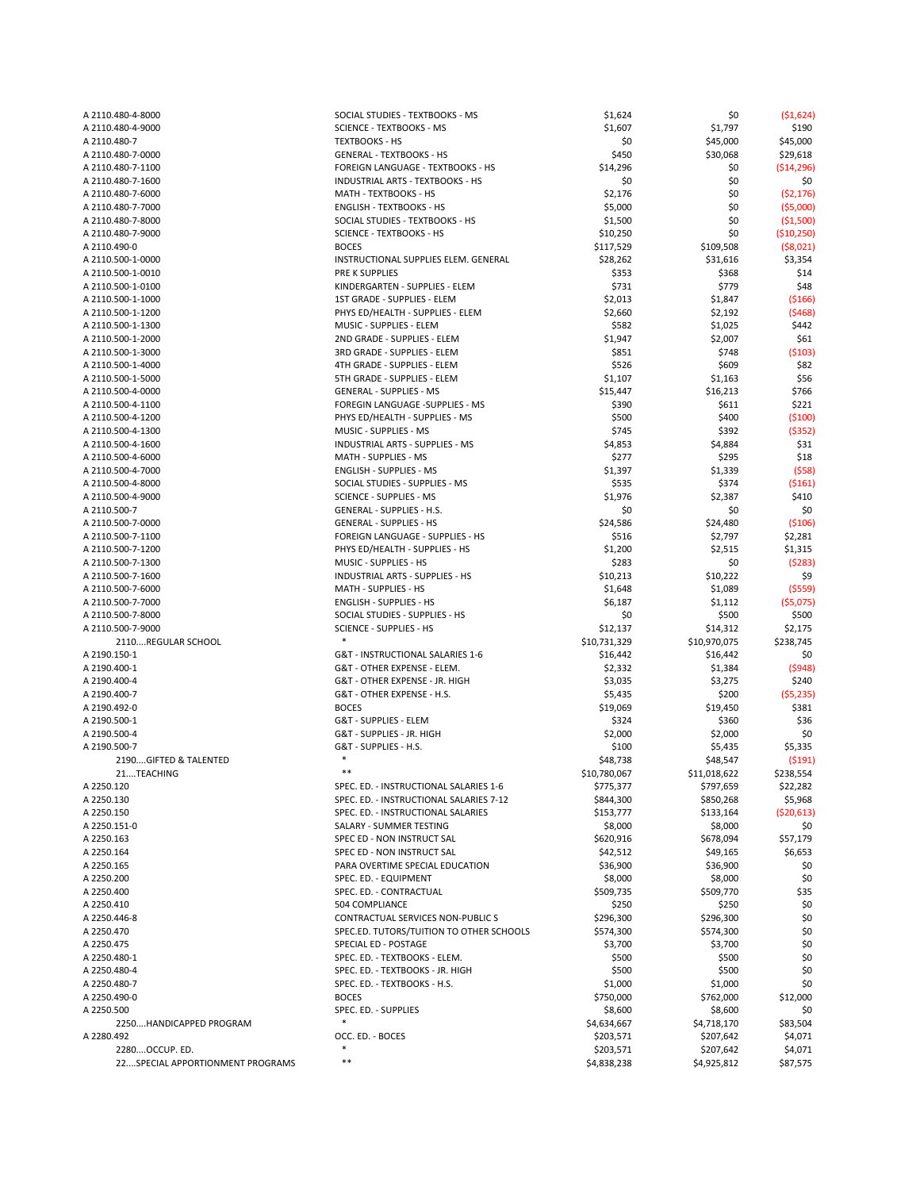| | | | | |
|---|---|---|---|---|
| A 2110.480-4-8000 | SOCIAL STUDIES - TEXTBOOKS - MS | $1,624 | $0 | ($1,624) |
| A 2110.480-4-9000 | SCIENCE - TEXTBOOKS - MS | $1,607 | $1,797 | $190 |
| A 2110.480-7 | TEXTBOOKS - HS | $0 | $45,000 | $45,000 |
| A 2110.480-7-0000 | GENERAL - TEXTBOOKS - HS | $450 | $30,068 | $29,618 |
| A 2110.480-7-1100 | FOREIGN LANGUAGE - TEXTBOOKS - HS | $14,296 | $0 | ($14,296) |
| A 2110.480-7-1600 | INDUSTRIAL ARTS - TEXTBOOKS - HS | $0 | $0 | $0 |
| A 2110.480-7-6000 | MATH - TEXTBOOKS - HS | $2,176 | $0 | ($2,176) |
| A 2110.480-7-7000 | ENGLISH - TEXTBOOKS - HS | $5,000 | $0 | ($5,000) |
| A 2110.480-7-8000 | SOCIAL STUDIES - TEXTBOOKS - HS | $1,500 | $0 | ($1,500) |
| A 2110.480-7-9000 | SCIENCE - TEXTBOOKS - HS | $10,250 | $0 | ($10,250) |
| A 2110.490-0 | BOCES | $117,529 | $109,508 | ($8,021) |
| A 2110.500-1-0000 | INSTRUCTIONAL SUPPLIES ELEM. GENERAL | $28,262 | $31,616 | $3,354 |
| A 2110.500-1-0010 | PRE K SUPPLIES | $353 | $368 | $14 |
| A 2110.500-1-0100 | KINDERGARTEN - SUPPLIES - ELEM | $731 | $779 | $48 |
| A 2110.500-1-1000 | 1ST GRADE - SUPPLIES - ELEM | $2,013 | $1,847 | ($166) |
| A 2110.500-1-1200 | PHYS ED/HEALTH - SUPPLIES - ELEM | $2,660 | $2,192 | ($468) |
| A 2110.500-1-1300 | MUSIC - SUPPLIES - ELEM | $582 | $1,025 | $442 |
| A 2110.500-1-2000 | 2ND GRADE - SUPPLIES - ELEM | $1,947 | $2,007 | $61 |
| A 2110.500-1-3000 | 3RD GRADE - SUPPLIES - ELEM | $851 | $748 | ($103) |
| A 2110.500-1-4000 | 4TH GRADE - SUPPLIES - ELEM | $526 | $609 | $82 |
| A 2110.500-1-5000 | 5TH GRADE - SUPPLIES - ELEM | $1,107 | $1,163 | $56 |
| A 2110.500-4-0000 | GENERAL - SUPPLIES - MS | $15,447 | $16,213 | $766 |
| A 2110.500-4-1100 | FOREGIN LANGUAGE -SUPPLIES - MS | $390 | $611 | $221 |
| A 2110.500-4-1200 | PHYS ED/HEALTH - SUPPLIES - MS | $500 | $400 | ($100) |
| A 2110.500-4-1300 | MUSIC - SUPPLIES - MS | $745 | $392 | ($352) |
| A 2110.500-4-1600 | INDUSTRIAL ARTS - SUPPLIES - MS | $4,853 | $4,884 | $31 |
| A 2110.500-4-6000 | MATH - SUPPLIES - MS | $277 | $295 | $18 |
| A 2110.500-4-7000 | ENGLISH - SUPPLIES - MS | $1,397 | $1,339 | ($58) |
| A 2110.500-4-8000 | SOCIAL STUDIES - SUPPLIES - MS | $535 | $374 | ($161) |
| A 2110.500-4-9000 | SCIENCE - SUPPLIES - MS | $1,976 | $2,387 | $410 |
| A 2110.500-7 | GENERAL - SUPPLIES - H.S. | $0 | $0 | $0 |
| A 2110.500-7-0000 | GENERAL - SUPPLIES - HS | $24,586 | $24,480 | ($106) |
| A 2110.500-7-1100 | FOREIGN LANGUAGE - SUPPLIES - HS | $516 | $2,797 | $2,281 |
| A 2110.500-7-1200 | PHYS ED/HEALTH - SUPPLIES - HS | $1,200 | $2,515 | $1,315 |
| A 2110.500-7-1300 | MUSIC - SUPPLIES - HS | $283 | $0 | ($283) |
| A 2110.500-7-1600 | INDUSTRIAL ARTS - SUPPLIES - HS | $10,213 | $10,222 | $9 |
| A 2110.500-7-6000 | MATH - SUPPLIES - HS | $1,648 | $1,089 | ($559) |
| A 2110.500-7-7000 | ENGLISH - SUPPLIES - HS | $6,187 | $1,112 | ($5,075) |
| A 2110.500-7-8000 | SOCIAL STUDIES - SUPPLIES - HS | $0 | $500 | $500 |
| A 2110.500-7-9000 | SCIENCE - SUPPLIES - HS | $12,137 | $14,312 | $2,175 |
| 2110....REGULAR SCHOOL | * | $10,731,329 | $10,970,075 | $238,745 |
| A 2190.150-1 | G&T - INSTRUCTIONAL SALARIES 1-6 | $16,442 | $16,442 | $0 |
| A 2190.400-1 | G&T - OTHER EXPENSE - ELEM. | $2,332 | $1,384 | ($948) |
| A 2190.400-4 | G&T - OTHER EXPENSE - JR. HIGH | $3,035 | $3,275 | $240 |
| A 2190.400-7 | G&T - OTHER EXPENSE - H.S. | $5,435 | $200 | ($5,235) |
| A 2190.492-0 | BOCES | $19,069 | $19,450 | $381 |
| A 2190.500-1 | G&T - SUPPLIES - ELEM | $324 | $360 | $36 |
| A 2190.500-4 | G&T - SUPPLIES - JR. HIGH | $2,000 | $2,000 | $0 |
| A 2190.500-7 | G&T - SUPPLIES - H.S. | $100 | $5,435 | $5,335 |
| 2190....GIFTED & TALENTED | * | $48,738 | $48,547 | ($191) |
| 21....TEACHING | ** | $10,780,067 | $11,018,622 | $238,554 |
| A 2250.120 | SPEC. ED. - INSTRUCTIONAL SALARIES 1-6 | $775,377 | $797,659 | $22,282 |
| A 2250.130 | SPEC. ED. - INSTRUCTIONAL SALARIES 7-12 | $844,300 | $850,268 | $5,968 |
| A 2250.150 | SPEC. ED. - INSTRUCTIONAL SALARIES | $153,777 | $133,164 | ($20,613) |
| A 2250.151-0 | SALARY - SUMMER TESTING | $8,000 | $8,000 | $0 |
| A 2250.163 | SPEC ED - NON INSTRUCT SAL | $620,916 | $678,094 | $57,179 |
| A 2250.164 | SPEC ED - NON INSTRUCT SAL | $42,512 | $49,165 | $6,653 |
| A 2250.165 | PARA OVERTIME SPECIAL EDUCATION | $36,900 | $36,900 | $0 |
| A 2250.200 | SPEC. ED. - EQUIPMENT | $8,000 | $8,000 | $0 |
| A 2250.400 | SPEC. ED. - CONTRACTUAL | $509,735 | $509,770 | $35 |
| A 2250.410 | 504 COMPLIANCE | $250 | $250 | $0 |
| A 2250.446-8 | CONTRACTUAL SERVICES NON-PUBLIC S | $296,300 | $296,300 | $0 |
| A 2250.470 | SPEC.ED. TUTORS/TUITION TO OTHER SCHOOLS | $574,300 | $574,300 | $0 |
| A 2250.475 | SPECIAL ED - POSTAGE | $3,700 | $3,700 | $0 |
| A 2250.480-1 | SPEC. ED. - TEXTBOOKS - ELEM. | $500 | $500 | $0 |
| A 2250.480-4 | SPEC. ED. - TEXTBOOKS - JR. HIGH | $500 | $500 | $0 |
| A 2250.480-7 | SPEC. ED. - TEXTBOOKS - H.S. | $1,000 | $1,000 | $0 |
| A 2250.490-0 | BOCES | $750,000 | $762,000 | $12,000 |
| A 2250.500 | SPEC. ED. - SUPPLIES | $8,600 | $8,600 | $0 |
| 2250....HANDICAPPED PROGRAM | * | $4,634,667 | $4,718,170 | $83,504 |
| A 2280.492 | OCC. ED. - BOCES | $203,571 | $207,642 | $4,071 |
| 2280....OCCUP. ED. | * | $203,571 | $207,642 | $4,071 |
| 22....SPECIAL APPORTIONMENT PROGRAMS | ** | $4,838,238 | $4,925,812 | $87,575 |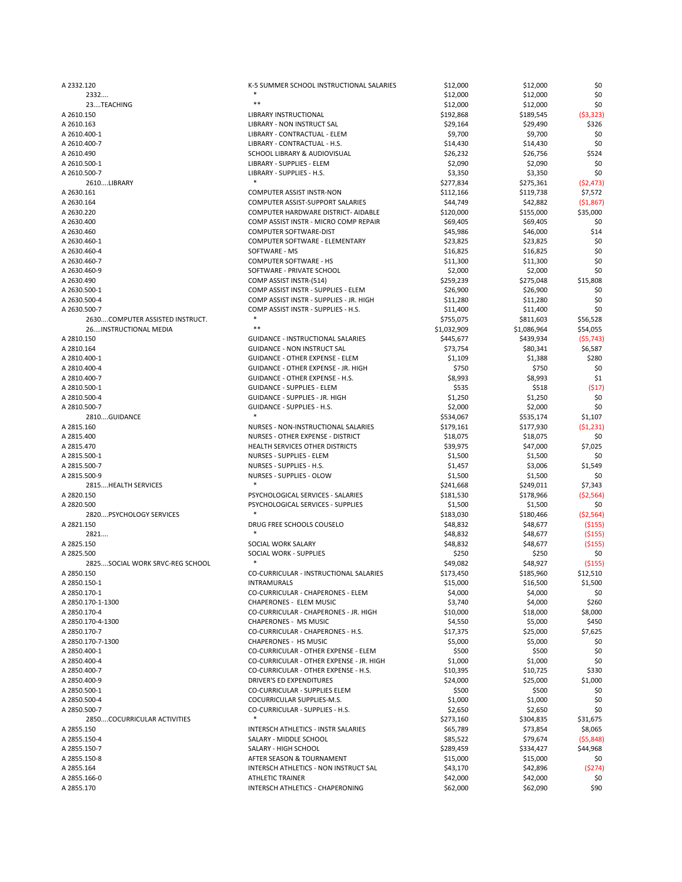| | | | | |
|---|---|---|---|---|
| A 2332.120 | K-5 SUMMER SCHOOL INSTRUCTIONAL SALARIES | $12,000 | $12,000 | $0 |
| 2332.... | * | $12,000 | $12,000 | $0 |
| 23....TEACHING | ** | $12,000 | $12,000 | $0 |
| A 2610.150 | LIBRARY INSTRUCTIONAL | $192,868 | $189,545 | ($3,323) |
| A 2610.163 | LIBRARY - NON INSTRUCT SAL | $29,164 | $29,490 | $326 |
| A 2610.400-1 | LIBRARY - CONTRACTUAL - ELEM | $9,700 | $9,700 | $0 |
| A 2610.400-7 | LIBRARY - CONTRACTUAL - H.S. | $14,430 | $14,430 | $0 |
| A 2610.490 | SCHOOL LIBRARY & AUDIOVISUAL | $26,232 | $26,756 | $524 |
| A 2610.500-1 | LIBRARY - SUPPLIES - ELEM | $2,090 | $2,090 | $0 |
| A 2610.500-7 | LIBRARY - SUPPLIES - H.S. | $3,350 | $3,350 | $0 |
| 2610....LIBRARY | * | $277,834 | $275,361 | ($2,473) |
| A 2630.161 | COMPUTER ASSIST INSTR-NON | $112,166 | $119,738 | $7,572 |
| A 2630.164 | COMPUTER ASSIST-SUPPORT SALARIES | $44,749 | $42,882 | ($1,867) |
| A 2630.220 | COMPUTER HARDWARE DISTRICT- AIDABLE | $120,000 | $155,000 | $35,000 |
| A 2630.400 | COMP ASSIST INSTR - MICRO COMP REPAIR | $69,405 | $69,405 | $0 |
| A 2630.460 | COMPUTER SOFTWARE-DIST | $45,986 | $46,000 | $14 |
| A 2630.460-1 | COMPUTER SOFTWARE - ELEMENTARY | $23,825 | $23,825 | $0 |
| A 2630.460-4 | SOFTWARE - MS | $16,825 | $16,825 | $0 |
| A 2630.460-7 | COMPUTER SOFTWARE - HS | $11,300 | $11,300 | $0 |
| A 2630.460-9 | SOFTWARE - PRIVATE SCHOOL | $2,000 | $2,000 | $0 |
| A 2630.490 | COMP ASSIST INSTR-(514) | $259,239 | $275,048 | $15,808 |
| A 2630.500-1 | COMP ASSIST INSTR - SUPPLIES - ELEM | $26,900 | $26,900 | $0 |
| A 2630.500-4 | COMP ASSIST INSTR - SUPPLIES - JR. HIGH | $11,280 | $11,280 | $0 |
| A 2630.500-7 | COMP ASSIST INSTR - SUPPLIES - H.S. | $11,400 | $11,400 | $0 |
| 2630....COMPUTER ASSISTED INSTRUCT. | * | $755,075 | $811,603 | $56,528 |
| 26....INSTRUCTIONAL MEDIA | ** | $1,032,909 | $1,086,964 | $54,055 |
| A 2810.150 | GUIDANCE - INSTRUCTIONAL SALARIES | $445,677 | $439,934 | ($5,743) |
| A 2810.164 | GUIDANCE - NON INSTRUCT SAL | $73,754 | $80,341 | $6,587 |
| A 2810.400-1 | GUIDANCE - OTHER EXPENSE - ELEM | $1,109 | $1,388 | $280 |
| A 2810.400-4 | GUIDANCE - OTHER EXPENSE - JR. HIGH | $750 | $750 | $0 |
| A 2810.400-7 | GUIDANCE - OTHER EXPENSE - H.S. | $8,993 | $8,993 | $1 |
| A 2810.500-1 | GUIDANCE - SUPPLIES - ELEM | $535 | $518 | ($17) |
| A 2810.500-4 | GUIDANCE - SUPPLIES - JR. HIGH | $1,250 | $1,250 | $0 |
| A 2810.500-7 | GUIDANCE - SUPPLIES - H.S. | $2,000 | $2,000 | $0 |
| 2810....GUIDANCE | * | $534,067 | $535,174 | $1,107 |
| A 2815.160 | NURSES - NON-INSTRUCTIONAL SALARIES | $179,161 | $177,930 | ($1,231) |
| A 2815.400 | NURSES - OTHER EXPENSE - DISTRICT | $18,075 | $18,075 | $0 |
| A 2815.470 | HEALTH SERVICES OTHER DISTRICTS | $39,975 | $47,000 | $7,025 |
| A 2815.500-1 | NURSES - SUPPLIES - ELEM | $1,500 | $1,500 | $0 |
| A 2815.500-7 | NURSES - SUPPLIES - H.S. | $1,457 | $3,006 | $1,549 |
| A 2815.500-9 | NURSES - SUPPLIES - OLOW | $1,500 | $1,500 | $0 |
| 2815....HEALTH SERVICES | * | $241,668 | $249,011 | $7,343 |
| A 2820.150 | PSYCHOLOGICAL SERVICES - SALARIES | $181,530 | $178,966 | ($2,564) |
| A 2820.500 | PSYCHOLOGICAL SERVICES - SUPPLIES | $1,500 | $1,500 | $0 |
| 2820....PSYCHOLOGY SERVICES | * | $183,030 | $180,466 | ($2,564) |
| A 2821.150 | DRUG FREE SCHOOLS COUSELO | $48,832 | $48,677 | ($155) |
| 2821.... | * | $48,832 | $48,677 | ($155) |
| A 2825.150 | SOCIAL WORK SALARY | $48,832 | $48,677 | ($155) |
| A 2825.500 | SOCIAL WORK - SUPPLIES | $250 | $250 | $0 |
| 2825....SOCIAL WORK SRVC-REG SCHOOL | * | $49,082 | $48,927 | ($155) |
| A 2850.150 | CO-CURRICULAR - INSTRUCTIONAL SALARIES | $173,450 | $185,960 | $12,510 |
| A 2850.150-1 | INTRAMURALS | $15,000 | $16,500 | $1,500 |
| A 2850.170-1 | CO-CURRICULAR - CHAPERONES - ELEM | $4,000 | $4,000 | $0 |
| A 2850.170-1-1300 | CHAPERONES - ELEM MUSIC | $3,740 | $4,000 | $260 |
| A 2850.170-4 | CO-CURRICULAR - CHAPERONES - JR. HIGH | $10,000 | $18,000 | $8,000 |
| A 2850.170-4-1300 | CHAPERONES - MS MUSIC | $4,550 | $5,000 | $450 |
| A 2850.170-7 | CO-CURRICULAR - CHAPERONES - H.S. | $17,375 | $25,000 | $7,625 |
| A 2850.170-7-1300 | CHAPERONES - HS MUSIC | $5,000 | $5,000 | $0 |
| A 2850.400-1 | CO-CURRICULAR - OTHER EXPENSE - ELEM | $500 | $500 | $0 |
| A 2850.400-4 | CO-CURRICULAR - OTHER EXPENSE - JR. HIGH | $1,000 | $1,000 | $0 |
| A 2850.400-7 | CO-CURRICULAR - OTHER EXPENSE - H.S. | $10,395 | $10,725 | $330 |
| A 2850.400-9 | DRIVER'S ED EXPENDITURES | $24,000 | $25,000 | $1,000 |
| A 2850.500-1 | CO-CURRICULAR - SUPPLIES ELEM | $500 | $500 | $0 |
| A 2850.500-4 | COCURRICULAR SUPPLIES-M.S. | $1,000 | $1,000 | $0 |
| A 2850.500-7 | CO-CURRICULAR - SUPPLIES - H.S. | $2,650 | $2,650 | $0 |
| 2850....COCURRICULAR ACTIVITIES | * | $273,160 | $304,835 | $31,675 |
| A 2855.150 | INTERSCH ATHLETICS - INSTR SALARIES | $65,789 | $73,854 | $8,065 |
| A 2855.150-4 | SALARY - MIDDLE SCHOOL | $85,522 | $79,674 | ($5,848) |
| A 2855.150-7 | SALARY - HIGH SCHOOL | $289,459 | $334,427 | $44,968 |
| A 2855.150-8 | AFTER SEASON & TOURNAMENT | $15,000 | $15,000 | $0 |
| A 2855.164 | INTERSCH ATHLETICS - NON INSTRUCT SAL | $43,170 | $42,896 | ($274) |
| A 2855.166-0 | ATHLETIC TRAINER | $42,000 | $42,000 | $0 |
| A 2855.170 | INTERSCH ATHLETICS - CHAPERONING | $62,000 | $62,090 | $90 |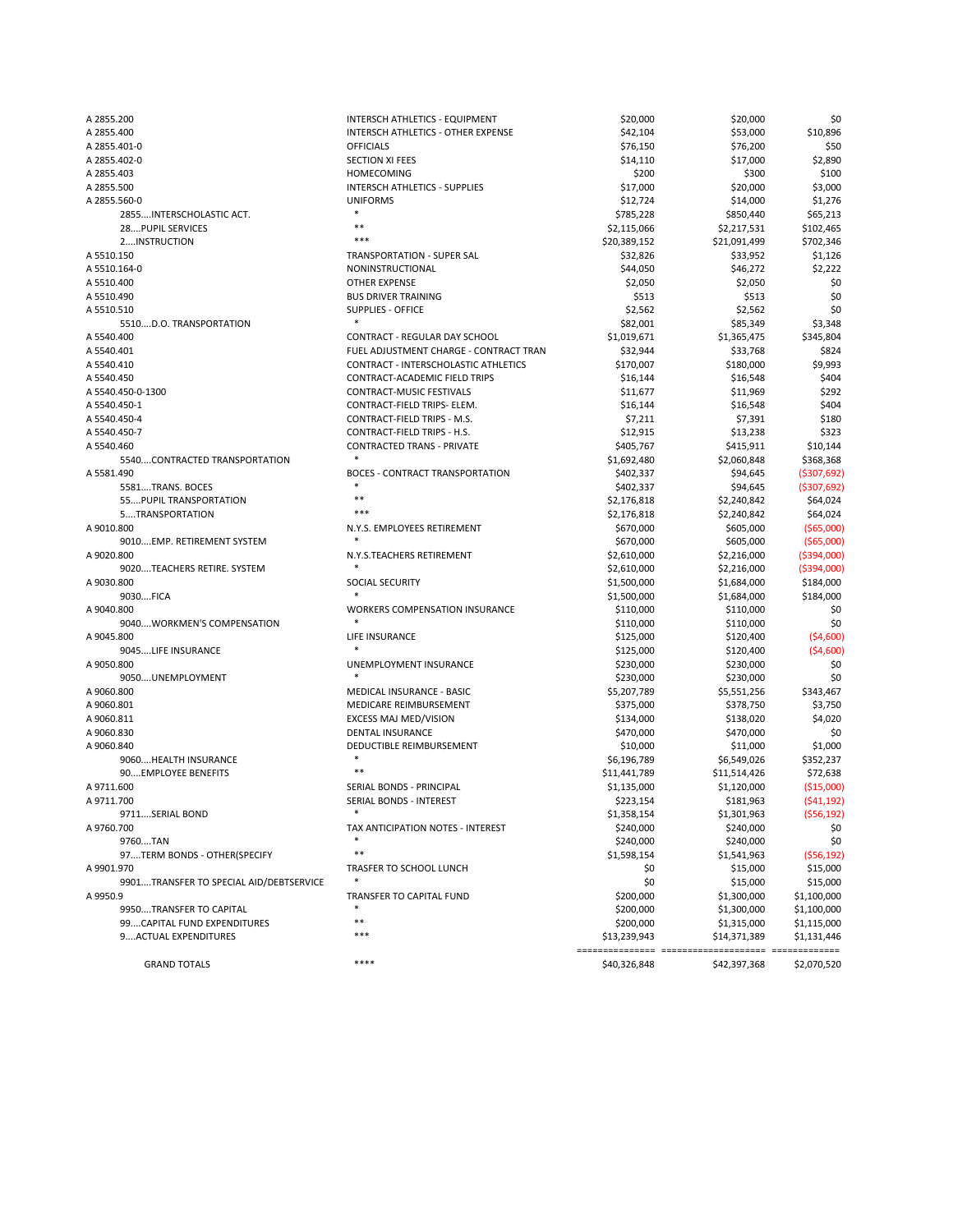| | | | | |
|---|---|---|---|---|
| A 2855.200 | INTERSCH ATHLETICS - EQUIPMENT | $20,000 | $20,000 | $0 |
| A 2855.400 | INTERSCH ATHLETICS - OTHER EXPENSE | $42,104 | $53,000 | $10,896 |
| A 2855.401-0 | OFFICIALS | $76,150 | $76,200 | $50 |
| A 2855.402-0 | SECTION XI FEES | $14,110 | $17,000 | $2,890 |
| A 2855.403 | HOMECOMING | $200 | $300 | $100 |
| A 2855.500 | INTERSCH ATHLETICS - SUPPLIES | $17,000 | $20,000 | $3,000 |
| A 2855.560-0 | UNIFORMS | $12,724 | $14,000 | $1,276 |
| 2855....INTERSCHOLASTIC ACT. | * | $785,228 | $850,440 | $65,213 |
| 28....PUPIL SERVICES | ** | $2,115,066 | $2,217,531 | $102,465 |
| 2....INSTRUCTION | *** | $20,389,152 | $21,091,499 | $702,346 |
| A 5510.150 | TRANSPORTATION - SUPER SAL | $32,826 | $33,952 | $1,126 |
| A 5510.164-0 | NONINSTRUCTIONAL | $44,050 | $46,272 | $2,222 |
| A 5510.400 | OTHER EXPENSE | $2,050 | $2,050 | $0 |
| A 5510.490 | BUS DRIVER TRAINING | $513 | $513 | $0 |
| A 5510.510 | SUPPLIES - OFFICE | $2,562 | $2,562 | $0 |
| 5510....D.O. TRANSPORTATION | * | $82,001 | $85,349 | $3,348 |
| A 5540.400 | CONTRACT - REGULAR DAY SCHOOL | $1,019,671 | $1,365,475 | $345,804 |
| A 5540.401 | FUEL ADJUSTMENT CHARGE - CONTRACT TRAN | $32,944 | $33,768 | $824 |
| A 5540.410 | CONTRACT - INTERSCHOLASTIC ATHLETICS | $170,007 | $180,000 | $9,993 |
| A 5540.450 | CONTRACT-ACADEMIC FIELD TRIPS | $16,144 | $16,548 | $404 |
| A 5540.450-0-1300 | CONTRACT-MUSIC FESTIVALS | $11,677 | $11,969 | $292 |
| A 5540.450-1 | CONTRACT-FIELD TRIPS- ELEM. | $16,144 | $16,548 | $404 |
| A 5540.450-4 | CONTRACT-FIELD TRIPS - M.S. | $7,211 | $7,391 | $180 |
| A 5540.450-7 | CONTRACT-FIELD TRIPS - H.S. | $12,915 | $13,238 | $323 |
| A 5540.460 | CONTRACTED TRANS - PRIVATE | $405,767 | $415,911 | $10,144 |
| 5540....CONTRACTED TRANSPORTATION | * | $1,692,480 | $2,060,848 | $368,368 |
| A 5581.490 | BOCES - CONTRACT TRANSPORTATION | $402,337 | $94,645 | ($307,692) |
| 5581....TRANS. BOCES | * | $402,337 | $94,645 | ($307,692) |
| 55....PUPIL TRANSPORTATION | ** | $2,176,818 | $2,240,842 | $64,024 |
| 5....TRANSPORTATION | *** | $2,176,818 | $2,240,842 | $64,024 |
| A 9010.800 | N.Y.S. EMPLOYEES RETIREMENT | $670,000 | $605,000 | ($65,000) |
| 9010....EMP. RETIREMENT SYSTEM | * | $670,000 | $605,000 | ($65,000) |
| A 9020.800 | N.Y.S.TEACHERS RETIREMENT | $2,610,000 | $2,216,000 | ($394,000) |
| 9020....TEACHERS RETIRE. SYSTEM | * | $2,610,000 | $2,216,000 | ($394,000) |
| A 9030.800 | SOCIAL SECURITY | $1,500,000 | $1,684,000 | $184,000 |
| 9030....FICA | * | $1,500,000 | $1,684,000 | $184,000 |
| A 9040.800 | WORKERS COMPENSATION INSURANCE | $110,000 | $110,000 | $0 |
| 9040....WORKMEN'S COMPENSATION | * | $110,000 | $110,000 | $0 |
| A 9045.800 | LIFE INSURANCE | $125,000 | $120,400 | ($4,600) |
| 9045....LIFE INSURANCE | * | $125,000 | $120,400 | ($4,600) |
| A 9050.800 | UNEMPLOYMENT INSURANCE | $230,000 | $230,000 | $0 |
| 9050....UNEMPLOYMENT | * | $230,000 | $230,000 | $0 |
| A 9060.800 | MEDICAL INSURANCE - BASIC | $5,207,789 | $5,551,256 | $343,467 |
| A 9060.801 | MEDICARE REIMBURSEMENT | $375,000 | $378,750 | $3,750 |
| A 9060.811 | EXCESS MAJ MED/VISION | $134,000 | $138,020 | $4,020 |
| A 9060.830 | DENTAL INSURANCE | $470,000 | $470,000 | $0 |
| A 9060.840 | DEDUCTIBLE REIMBURSEMENT | $10,000 | $11,000 | $1,000 |
| 9060....HEALTH INSURANCE | * | $6,196,789 | $6,549,026 | $352,237 |
| 90....EMPLOYEE BENEFITS | ** | $11,441,789 | $11,514,426 | $72,638 |
| A 9711.600 | SERIAL BONDS - PRINCIPAL | $1,135,000 | $1,120,000 | ($15,000) |
| A 9711.700 | SERIAL BONDS - INTEREST | $223,154 | $181,963 | ($41,192) |
| 9711....SERIAL BOND | * | $1,358,154 | $1,301,963 | ($56,192) |
| A 9760.700 | TAX ANTICIPATION NOTES - INTEREST | $240,000 | $240,000 | $0 |
| 9760....TAN | * | $240,000 | $240,000 | $0 |
| 97....TERM BONDS - OTHER(SPECIFY | ** | $1,598,154 | $1,541,963 | ($56,192) |
| A 9901.970 | TRASFER TO SCHOOL LUNCH | $0 | $15,000 | $15,000 |
| 9901....TRANSFER TO SPECIAL AID/DEBTSERVICE | * | $0 | $15,000 | $15,000 |
| A 9950.9 | TRANSFER TO CAPITAL FUND | $200,000 | $1,300,000 | $1,100,000 |
| 9950....TRANSFER TO CAPITAL | * | $200,000 | $1,300,000 | $1,100,000 |
| 99....CAPITAL FUND EXPENDITURES | ** | $200,000 | $1,315,000 | $1,115,000 |
| 9....ACTUAL EXPENDITURES | *** | $13,239,943 | $14,371,389 | $1,131,446 |
| GRAND TOTALS | **** | $40,326,848 | $42,397,368 | $2,070,520 |